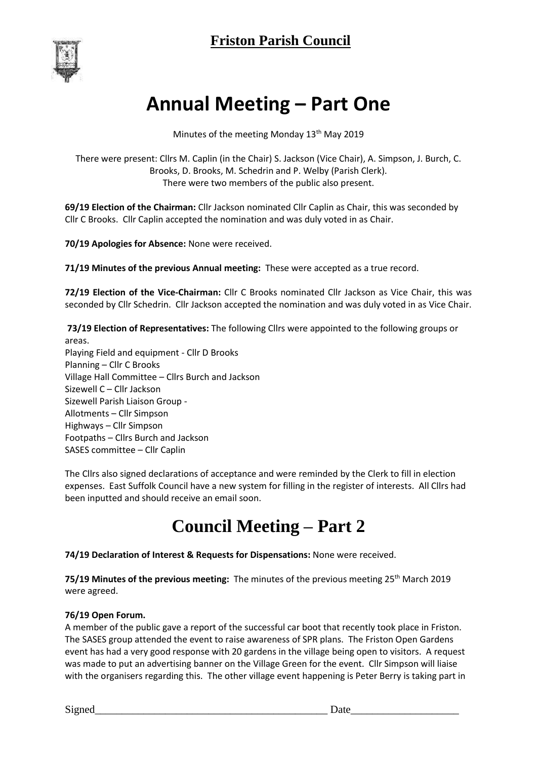## Friston Parish Council

# Annual Meeting – Part One

Minutes of the meeting Monday 13th May 2019

There were present: Cllrs M. Caplin (in the Chair) S. Jackson (Vice Chair), A. Simpson, J. Burch, C. Brooks, D. Brooks, M. Schedrin and P. Welby (Parish Clerk).
There were two members of the public also present.

**69/19 Election of the Chairman:** Cllr Jackson nominated Cllr Caplin as Chair, this was seconded by Cllr C Brooks. Cllr Caplin accepted the nomination and was duly voted in as Chair.

**70/19 Apologies for Absence:** None were received.

**71/19 Minutes of the previous Annual meeting:** These were accepted as a true record.

**72/19 Election of the Vice-Chairman:** Cllr C Brooks nominated Cllr Jackson as Vice Chair, this was seconded by Cllr Schedrin. Cllr Jackson accepted the nomination and was duly voted in as Vice Chair.

**73/19 Election of Representatives:** The following Cllrs were appointed to the following groups or areas.

Playing Field and equipment - Cllr D Brooks
Planning – Cllr C Brooks
Village Hall Committee – Cllrs Burch and Jackson
Sizewell C – Cllr Jackson
Sizewell Parish Liaison Group -
Allotments – Cllr Simpson
Highways – Cllr Simpson
Footpaths – Cllrs Burch and Jackson
SASES committee – Cllr Caplin

The Cllrs also signed declarations of acceptance and were reminded by the Clerk to fill in election expenses. East Suffolk Council have a new system for filling in the register of interests. All Cllrs had been inputted and should receive an email soon.

# Council Meeting – Part 2

**74/19 Declaration of Interest & Requests for Dispensations:** None were received.

**75/19 Minutes of the previous meeting:** The minutes of the previous meeting 25th March 2019 were agreed.

**76/19 Open Forum.**

A member of the public gave a report of the successful car boot that recently took place in Friston. The SASES group attended the event to raise awareness of SPR plans. The Friston Open Gardens event has had a very good response with 20 gardens in the village being open to visitors. A request was made to put an advertising banner on the Village Green for the event. Cllr Simpson will liaise with the organisers regarding this. The other village event happening is Peter Berry is taking part in

Signed_____________________________________________ Date____________________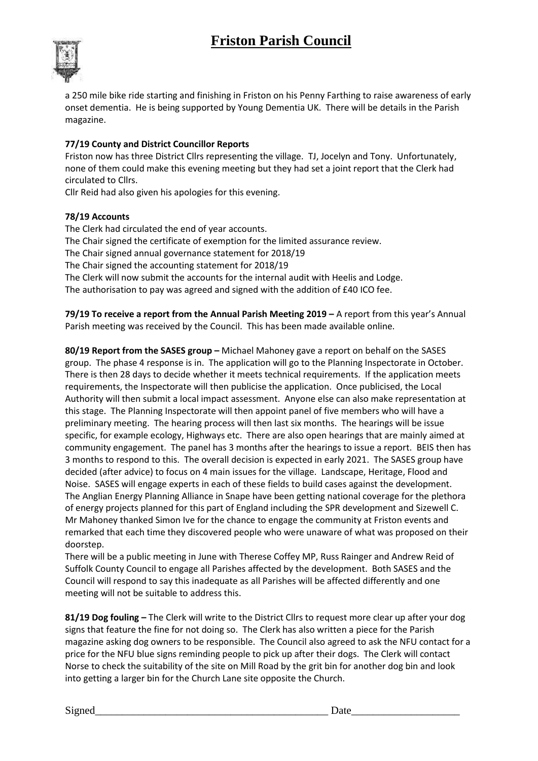a 250 mile bike ride starting and finishing in Friston on his Penny Farthing to raise awareness of early onset dementia. He is being supported by Young Dementia UK. There will be details in the Parish magazine.

**77/19 County and District Councillor Reports**

Friston now has three District Cllrs representing the village. TJ, Jocelyn and Tony. Unfortunately, none of them could make this evening meeting but they had set a joint report that the Clerk had circulated to Cllrs.

Cllr Reid had also given his apologies for this evening.

**78/19 Accounts**

The Clerk had circulated the end of year accounts.
The Chair signed the certificate of exemption for the limited assurance review.
The Chair signed annual governance statement for 2018/19
The Chair signed the accounting statement for 2018/19
The Clerk will now submit the accounts for the internal audit with Heelis and Lodge.
The authorisation to pay was agreed and signed with the addition of £40 ICO fee.

**79/19 To receive a report from the Annual Parish Meeting 2019 –** A report from this year's Annual Parish meeting was received by the Council. This has been made available online.

**80/19 Report from the SASES group –** Michael Mahoney gave a report on behalf on the SASES group. The phase 4 response is in. The application will go to the Planning Inspectorate in October. There is then 28 days to decide whether it meets technical requirements. If the application meets requirements, the Inspectorate will then publicise the application. Once publicised, the Local Authority will then submit a local impact assessment. Anyone else can also make representation at this stage. The Planning Inspectorate will then appoint panel of five members who will have a preliminary meeting. The hearing process will then last six months. The hearings will be issue specific, for example ecology, Highways etc. There are also open hearings that are mainly aimed at community engagement. The panel has 3 months after the hearings to issue a report. BEIS then has 3 months to respond to this. The overall decision is expected in early 2021. The SASES group have decided (after advice) to focus on 4 main issues for the village. Landscape, Heritage, Flood and Noise. SASES will engage experts in each of these fields to build cases against the development. The Anglian Energy Planning Alliance in Snape have been getting national coverage for the plethora of energy projects planned for this part of England including the SPR development and Sizewell C. Mr Mahoney thanked Simon Ive for the chance to engage the community at Friston events and remarked that each time they discovered people who were unaware of what was proposed on their doorstep.

There will be a public meeting in June with Therese Coffey MP, Russ Rainger and Andrew Reid of Suffolk County Council to engage all Parishes affected by the development. Both SASES and the Council will respond to say this inadequate as all Parishes will be affected differently and one meeting will not be suitable to address this.

**81/19 Dog fouling –** The Clerk will write to the District Cllrs to request more clear up after your dog signs that feature the fine for not doing so. The Clerk has also written a piece for the Parish magazine asking dog owners to be responsible. The Council also agreed to ask the NFU contact for a price for the NFU blue signs reminding people to pick up after their dogs. The Clerk will contact Norse to check the suitability of the site on Mill Road by the grit bin for another dog bin and look into getting a larger bin for the Church Lane site opposite the Church.

Signed\_\_\_\_\_\_\_\_\_\_\_\_\_\_\_\_\_\_\_\_\_\_\_\_\_\_\_\_\_\_\_\_\_\_\_\_\_\_\_\_ Date\_\_\_\_\_\_\_\_\_\_\_\_\_\_\_\_\_\_\_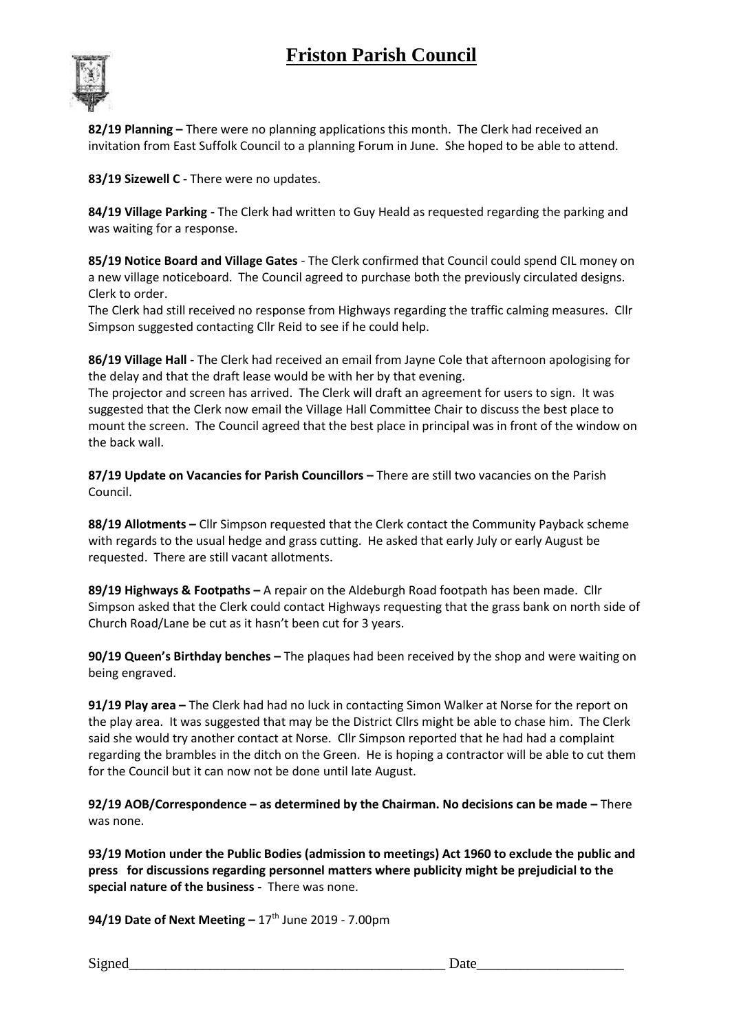# Friston Parish Council

**82/19 Planning –** There were no planning applications this month. The Clerk had received an invitation from East Suffolk Council to a planning Forum in June. She hoped to be able to attend.

**83/19 Sizewell C -** There were no updates.

**84/19 Village Parking -** The Clerk had written to Guy Heald as requested regarding the parking and was waiting for a response.

**85/19 Notice Board and Village Gates** - The Clerk confirmed that Council could spend CIL money on a new village noticeboard. The Council agreed to purchase both the previously circulated designs. Clerk to order.
The Clerk had still received no response from Highways regarding the traffic calming measures. Cllr Simpson suggested contacting Cllr Reid to see if he could help.

**86/19 Village Hall -** The Clerk had received an email from Jayne Cole that afternoon apologising for the delay and that the draft lease would be with her by that evening.
The projector and screen has arrived. The Clerk will draft an agreement for users to sign. It was suggested that the Clerk now email the Village Hall Committee Chair to discuss the best place to mount the screen. The Council agreed that the best place in principal was in front of the window on the back wall.

**87/19 Update on Vacancies for Parish Councillors –** There are still two vacancies on the Parish Council.

**88/19 Allotments –** Cllr Simpson requested that the Clerk contact the Community Payback scheme with regards to the usual hedge and grass cutting. He asked that early July or early August be requested. There are still vacant allotments.

**89/19 Highways & Footpaths –** A repair on the Aldeburgh Road footpath has been made. Cllr Simpson asked that the Clerk could contact Highways requesting that the grass bank on north side of Church Road/Lane be cut as it hasn't been cut for 3 years.

**90/19 Queen's Birthday benches –** The plaques had been received by the shop and were waiting on being engraved.

**91/19 Play area –** The Clerk had had no luck in contacting Simon Walker at Norse for the report on the play area. It was suggested that may be the District Cllrs might be able to chase him. The Clerk said she would try another contact at Norse. Cllr Simpson reported that he had had a complaint regarding the brambles in the ditch on the Green. He is hoping a contractor will be able to cut them for the Council but it can now not be done until late August.

**92/19 AOB/Correspondence – as determined by the Chairman. No decisions can be made –** There was none.

**93/19 Motion under the Public Bodies (admission to meetings) Act 1960 to exclude the public and press for discussions regarding personnel matters where publicity might be prejudicial to the special nature of the business -** There was none.

**94/19 Date of Next Meeting –** 17th June 2019 - 7.00pm

Signed\_\_\_\_\_\_\_\_\_\_\_\_\_\_\_\_\_\_\_\_\_\_\_\_\_\_\_\_\_\_\_\_\_\_\_\_\_\_\_\_\_\_ Date\_\_\_\_\_\_\_\_\_\_\_\_\_\_\_\_\_\_\_\_